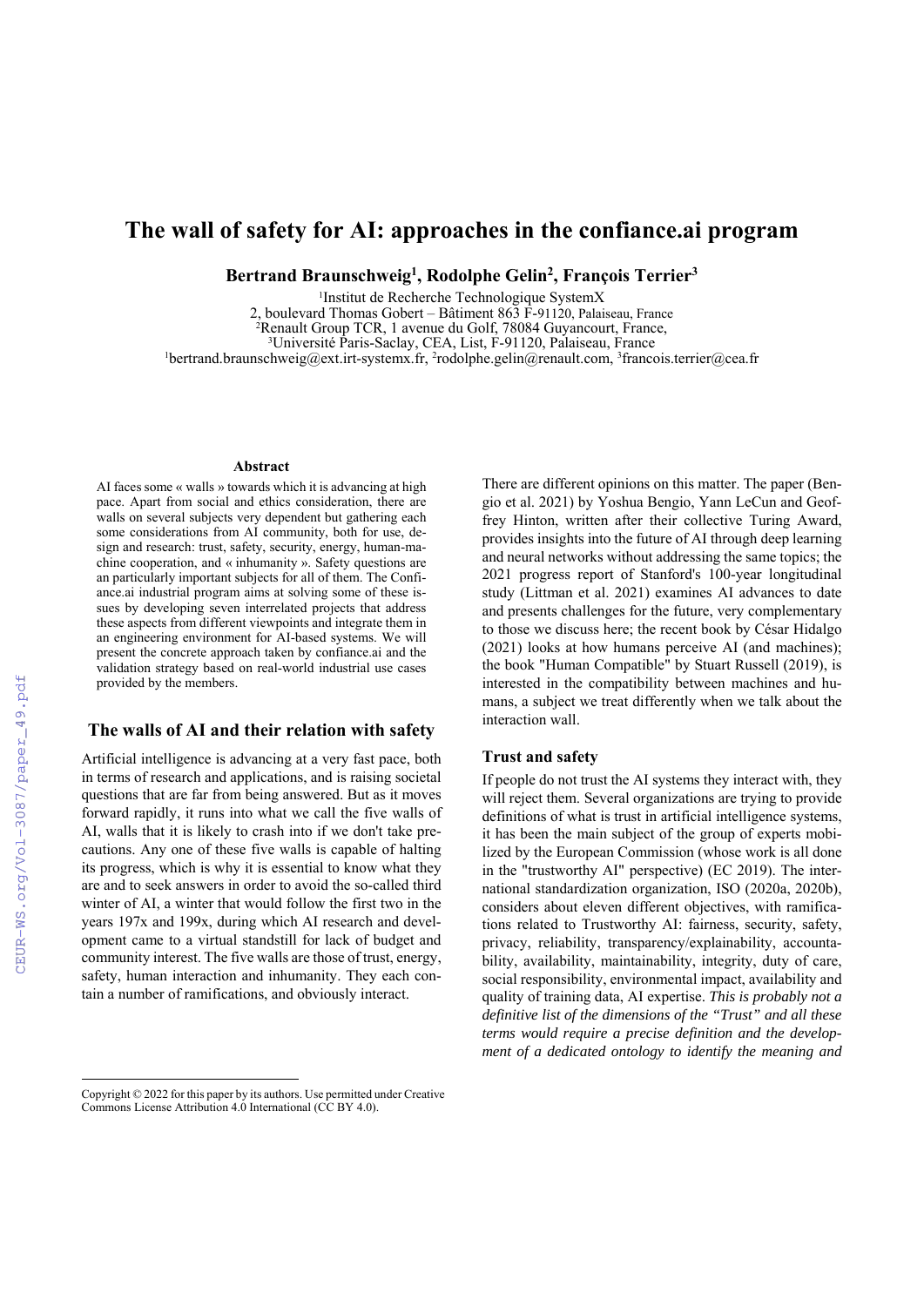# The wall of safety for AI: approaches in the confiance.ai program

**Bertrand Braunschweig[1], Rodolphe Gelin[2], François Terrier[3]**

[1]Institut de Recherche Technologique SystemX
2, boulevard Thomas Gobert – Bâtiment 863 F-91120, Palaiseau, France
[2]Renault Group TCR, 1 avenue du Golf, 78084 Guyancourt, France,
[3]Université Paris-Saclay, CEA, List, F-91120, Palaiseau, France
[1]bertrand.braunschweig@ext.irt-systemx.fr, [2]rodolphe.gelin@renault.com, [3]francois.terrier@cea.fr

#### Abstract

AI faces some « walls » towards which it is advancing at high pace. Apart from social and ethics consideration, there are walls on several subjects very dependent but gathering each some considerations from AI community, both for use, design and research: trust, safety, security, energy, human-machine cooperation, and « inhumanity ». Safety questions are an particularly important subjects for all of them. The Confiance.ai industrial program aims at solving some of these issues by developing seven interrelated projects that address these aspects from different viewpoints and integrate them in an engineering environment for AI-based systems. We will present the concrete approach taken by confiance.ai and the validation strategy based on real-world industrial use cases provided by the members.

## The walls of AI and their relation with safety

Artificial intelligence is advancing at a very fast pace, both in terms of research and applications, and is raising societal questions that are far from being answered. But as it moves forward rapidly, it runs into what we call the five walls of AI, walls that it is likely to crash into if we don't take precautions. Any one of these five walls is capable of halting its progress, which is why it is essential to know what they are and to seek answers in order to avoid the so-called third winter of AI, a winter that would follow the first two in the years 197x and 199x, during which AI research and development came to a virtual standstill for lack of budget and community interest. The five walls are those of trust, energy, safety, human interaction and inhumanity. They each contain a number of ramifications, and obviously interact.

There are different opinions on this matter. The paper (Bengio et al. 2021) by Yoshua Bengio, Yann LeCun and Geoffrey Hinton, written after their collective Turing Award, provides insights into the future of AI through deep learning and neural networks without addressing the same topics; the 2021 progress report of Stanford's 100-year longitudinal study (Littman et al. 2021) examines AI advances to date and presents challenges for the future, very complementary to those we discuss here; the recent book by César Hidalgo (2021) looks at how humans perceive AI (and machines); the book "Human Compatible" by Stuart Russell (2019), is interested in the compatibility between machines and humans, a subject we treat differently when we talk about the interaction wall.

### Trust and safety

If people do not trust the AI systems they interact with, they will reject them. Several organizations are trying to provide definitions of what is trust in artificial intelligence systems, it has been the main subject of the group of experts mobilized by the European Commission (whose work is all done in the "trustworthy AI" perspective) (EC 2019). The international standardization organization, ISO (2020a, 2020b), considers about eleven different objectives, with ramifications related to Trustworthy AI: fairness, security, safety, privacy, reliability, transparency/explainability, accountability, availability, maintainability, integrity, duty of care, social responsibility, environmental impact, availability and quality of training data, AI expertise. *This is probably not a definitive list of the dimensions of the "Trust" and all these terms would require a precise definition and the development of a dedicated ontology to identify the meaning and*

Copyright © 2022 for this paper by its authors. Use permitted under Creative Commons License Attribution 4.0 International (CC BY 4.0).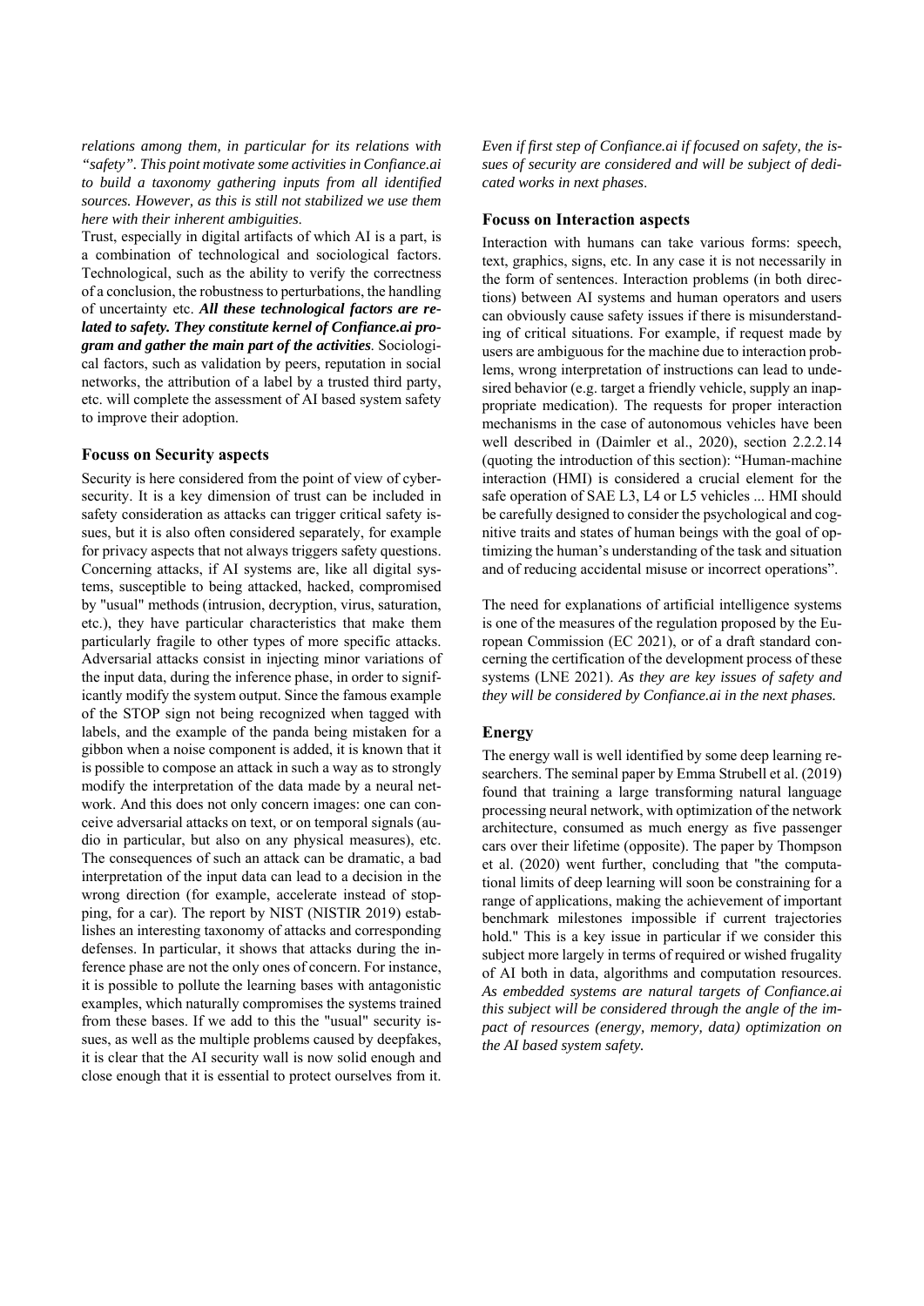*relations among them, in particular for its relations with "safety". This point motivate some activities in Confiance.ai to build a taxonomy gathering inputs from all identified sources. However, as this is still not stabilized we use them here with their inherent ambiguities.*

Trust, especially in digital artifacts of which AI is a part, is a combination of technological and sociological factors. Technological, such as the ability to verify the correctness of a conclusion, the robustness to perturbations, the handling of uncertainty etc. ***All these technological factors are related to safety. They constitute kernel of Confiance.ai program and gather the main part of the activities***. Sociological factors, such as validation by peers, reputation in social networks, the attribution of a label by a trusted third party, etc. will complete the assessment of AI based system safety to improve their adoption.

### Focuss on Security aspects

Security is here considered from the point of view of cybersecurity. It is a key dimension of trust can be included in safety consideration as attacks can trigger critical safety issues, but it is also often considered separately, for example for privacy aspects that not always triggers safety questions. Concerning attacks, if AI systems are, like all digital systems, susceptible to being attacked, hacked, compromised by "usual" methods (intrusion, decryption, virus, saturation, etc.), they have particular characteristics that make them particularly fragile to other types of more specific attacks. Adversarial attacks consist in injecting minor variations of the input data, during the inference phase, in order to significantly modify the system output. Since the famous example of the STOP sign not being recognized when tagged with labels, and the example of the panda being mistaken for a gibbon when a noise component is added, it is known that it is possible to compose an attack in such a way as to strongly modify the interpretation of the data made by a neural network. And this does not only concern images: one can conceive adversarial attacks on text, or on temporal signals (audio in particular, but also on any physical measures), etc. The consequences of such an attack can be dramatic, a bad interpretation of the input data can lead to a decision in the wrong direction (for example, accelerate instead of stopping, for a car). The report by NIST (NISTIR 2019) establishes an interesting taxonomy of attacks and corresponding defenses. In particular, it shows that attacks during the inference phase are not the only ones of concern. For instance, it is possible to pollute the learning bases with antagonistic examples, which naturally compromises the systems trained from these bases. If we add to this the "usual" security issues, as well as the multiple problems caused by deepfakes, it is clear that the AI security wall is now solid enough and close enough that it is essential to protect ourselves from it.

*Even if first step of Confiance.ai if focused on safety, the issues of security are considered and will be subject of dedicated works in next phases.*

### Focuss on Interaction aspects

Interaction with humans can take various forms: speech, text, graphics, signs, etc. In any case it is not necessarily in the form of sentences. Interaction problems (in both directions) between AI systems and human operators and users can obviously cause safety issues if there is misunderstanding of critical situations. For example, if request made by users are ambiguous for the machine due to interaction problems, wrong interpretation of instructions can lead to undesired behavior (e.g. target a friendly vehicle, supply an inappropriate medication). The requests for proper interaction mechanisms in the case of autonomous vehicles have been well described in (Daimler et al., 2020), section 2.2.2.14 (quoting the introduction of this section): "Human-machine interaction (HMI) is considered a crucial element for the safe operation of SAE L3, L4 or L5 vehicles ... HMI should be carefully designed to consider the psychological and cognitive traits and states of human beings with the goal of optimizing the human's understanding of the task and situation and of reducing accidental misuse or incorrect operations".

The need for explanations of artificial intelligence systems is one of the measures of the regulation proposed by the European Commission (EC 2021), or of a draft standard concerning the certification of the development process of these systems (LNE 2021). *As they are key issues of safety and they will be considered by Confiance.ai in the next phases.*

### Energy

The energy wall is well identified by some deep learning researchers. The seminal paper by Emma Strubell et al. (2019) found that training a large transforming natural language processing neural network, with optimization of the network architecture, consumed as much energy as five passenger cars over their lifetime (opposite). The paper by Thompson et al. (2020) went further, concluding that "the computational limits of deep learning will soon be constraining for a range of applications, making the achievement of important benchmark milestones impossible if current trajectories hold." This is a key issue in particular if we consider this subject more largely in terms of required or wished frugality of AI both in data, algorithms and computation resources. *As embedded systems are natural targets of Confiance.ai this subject will be considered through the angle of the impact of resources (energy, memory, data) optimization on the AI based system safety.*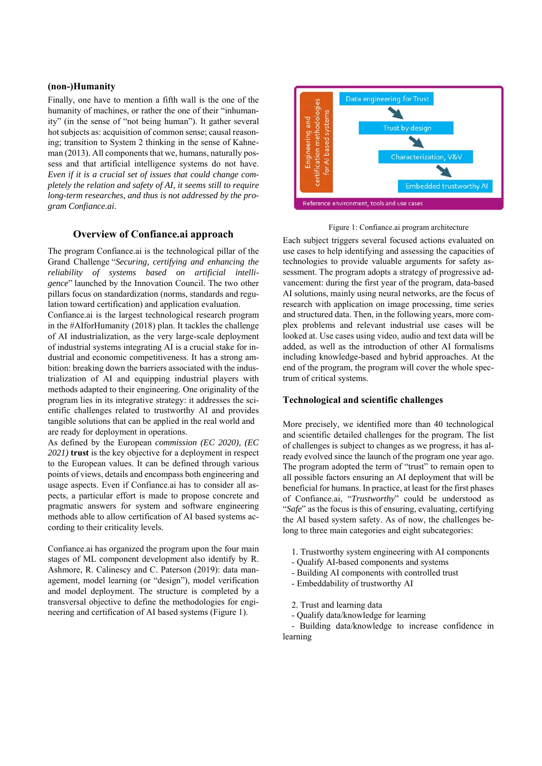**(non-)Humanity**

Finally, one have to mention a fifth wall is the one of the humanity of machines, or rather the one of their "inhumanity" (in the sense of "not being human"). It gather several hot subjects as: acquisition of common sense; causal reasoning; transition to System 2 thinking in the sense of Kahneman (2013). All components that we, humans, naturally possess and that artificial intelligence systems do not have. *Even if it is a crucial set of issues that could change completely the relation and safety of AI, it seems still to require long-term researches, and thus is not addressed by the program Confiance.ai.*

## Overview of Confiance.ai approach

The program Confiance.ai is the technological pillar of the Grand Challenge "*Securing, certifying and enhancing the reliability of systems based on artificial intelligence*" launched by the Innovation Council. The two other pillars focus on standardization (norms, standards and regulation toward certification) and application evaluation.

Confiance.ai is the largest technological research program in the #AIforHumanity (2018) plan. It tackles the challenge of AI industrialization, as the very large-scale deployment of industrial systems integrating AI is a crucial stake for industrial and economic competitiveness. It has a strong ambition: breaking down the barriers associated with the industrialization of AI and equipping industrial players with methods adapted to their engineering. One originality of the program lies in its integrative strategy: it addresses the scientific challenges related to trustworthy AI and provides tangible solutions that can be applied in the real world and are ready for deployment in operations.

As defined by the European *commission (EC 2020), (EC 2021)* **trust** is the key objective for a deployment in respect to the European values. It can be defined through various points of views, details and encompass both engineering and usage aspects. Even if Confiance.ai has to consider all aspects, a particular effort is made to propose concrete and pragmatic answers for system and software engineering methods able to allow certification of AI based systems according to their criticality levels.

Confiance.ai has organized the program upon the four main stages of ML component development also identify by R. Ashmore, R. Calinescy and C. Paterson (2019): data management, model learning (or "design"), model verification and model deployment. The structure is completed by a transversal objective to define the methodologies for engineering and certification of AI based systems (Figure 1).

Engineering and certification methodologies for AI based systems

Data engineering for Trust

Trust by design

Characterization, V&V

Embedded trustworthy AI

Reference environment, tools and use cases

Figure 1: Confiance.ai program architecture

Each subject triggers several focused actions evaluated on use cases to help identifying and assessing the capacities of technologies to provide valuable arguments for safety assessment. The program adopts a strategy of progressive advancement: during the first year of the program, data-based AI solutions, mainly using neural networks, are the focus of research with application on image processing, time series and structured data. Then, in the following years, more complex problems and relevant industrial use cases will be looked at. Use cases using video, audio and text data will be added, as well as the introduction of other AI formalisms including knowledge-based and hybrid approaches. At the end of the program, the program will cover the whole spectrum of critical systems.

### Technological and scientific challenges

More precisely, we identified more than 40 technological and scientific detailed challenges for the program. The list of challenges is subject to changes as we progress, it has already evolved since the launch of the program one year ago. The program adopted the term of "trust" to remain open to all possible factors ensuring an AI deployment that will be beneficial for humans. In practice, at least for the first phases of Confiance.ai, "*Trustworthy*" could be understood as "*Safe*" as the focus is this of ensuring, evaluating, certifying the AI based system safety. As of now, the challenges belong to three main categories and eight subcategories:

1. Trustworthy system engineering with AI components
- Qualify AI-based components and systems
- Building AI components with controlled trust
- Embeddability of trustworthy AI

2. Trust and learning data
- Qualify data/knowledge for learning
- Building data/knowledge to increase confidence in learning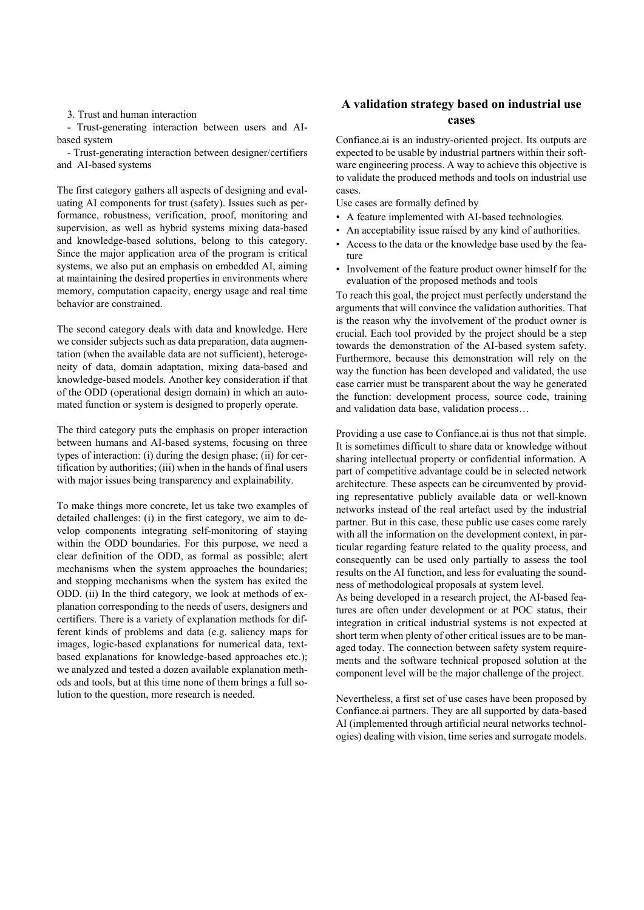3. Trust and human interaction

- Trust-generating interaction between users and AI-based system
- Trust-generating interaction between designer/certifiers and AI-based systems

The first category gathers all aspects of designing and evaluating AI components for trust (safety). Issues such as performance, robustness, verification, proof, monitoring and supervision, as well as hybrid systems mixing data-based and knowledge-based solutions, belong to this category. Since the major application area of the program is critical systems, we also put an emphasis on embedded AI, aiming at maintaining the desired properties in environments where memory, computation capacity, energy usage and real time behavior are constrained.

The second category deals with data and knowledge. Here we consider subjects such as data preparation, data augmentation (when the available data are not sufficient), heterogeneity of data, domain adaptation, mixing data-based and knowledge-based models. Another key consideration if that of the ODD (operational design domain) in which an automated function or system is designed to properly operate.

The third category puts the emphasis on proper interaction between humans and AI-based systems, focusing on three types of interaction: (i) during the design phase; (ii) for certification by authorities; (iii) when in the hands of final users with major issues being transparency and explainability.

To make things more concrete, let us take two examples of detailed challenges: (i) in the first category, we aim to develop components integrating self-monitoring of staying within the ODD boundaries. For this purpose, we need a clear definition of the ODD, as formal as possible; alert mechanisms when the system approaches the boundaries; and stopping mechanisms when the system has exited the ODD. (ii) In the third category, we look at methods of explanation corresponding to the needs of users, designers and certifiers. There is a variety of explanation methods for different kinds of problems and data (e.g. saliency maps for images, logic-based explanations for numerical data, text-based explanations for knowledge-based approaches etc.); we analyzed and tested a dozen available explanation methods and tools, but at this time none of them brings a full solution to the question, more research is needed.

## A validation strategy based on industrial use cases

Confiance.ai is an industry-oriented project. Its outputs are expected to be usable by industrial partners within their software engineering process. A way to achieve this objective is to validate the produced methods and tools on industrial use cases.

Use cases are formally defined by

- A feature implemented with AI-based technologies.
- An acceptability issue raised by any kind of authorities.
- Access to the data or the knowledge base used by the feature
- Involvement of the feature product owner himself for the evaluation of the proposed methods and tools

To reach this goal, the project must perfectly understand the arguments that will convince the validation authorities. That is the reason why the involvement of the product owner is crucial. Each tool provided by the project should be a step towards the demonstration of the AI-based system safety. Furthermore, because this demonstration will rely on the way the function has been developed and validated, the use case carrier must be transparent about the way he generated the function: development process, source code, training and validation data base, validation process…

Providing a use case to Confiance.ai is thus not that simple. It is sometimes difficult to share data or knowledge without sharing intellectual property or confidential information. A part of competitive advantage could be in selected network architecture. These aspects can be circumvented by providing representative publicly available data or well-known networks instead of the real artefact used by the industrial partner. But in this case, these public use cases come rarely with all the information on the development context, in particular regarding feature related to the quality process, and consequently can be used only partially to assess the tool results on the AI function, and less for evaluating the soundness of methodological proposals at system level.

As being developed in a research project, the AI-based features are often under development or at POC status, their integration in critical industrial systems is not expected at short term when plenty of other critical issues are to be managed today. The connection between safety system requirements and the software technical proposed solution at the component level will be the major challenge of the project.

Nevertheless, a first set of use cases have been proposed by Confiance.ai partners. They are all supported by data-based AI (implemented through artificial neural networks technologies) dealing with vision, time series and surrogate models.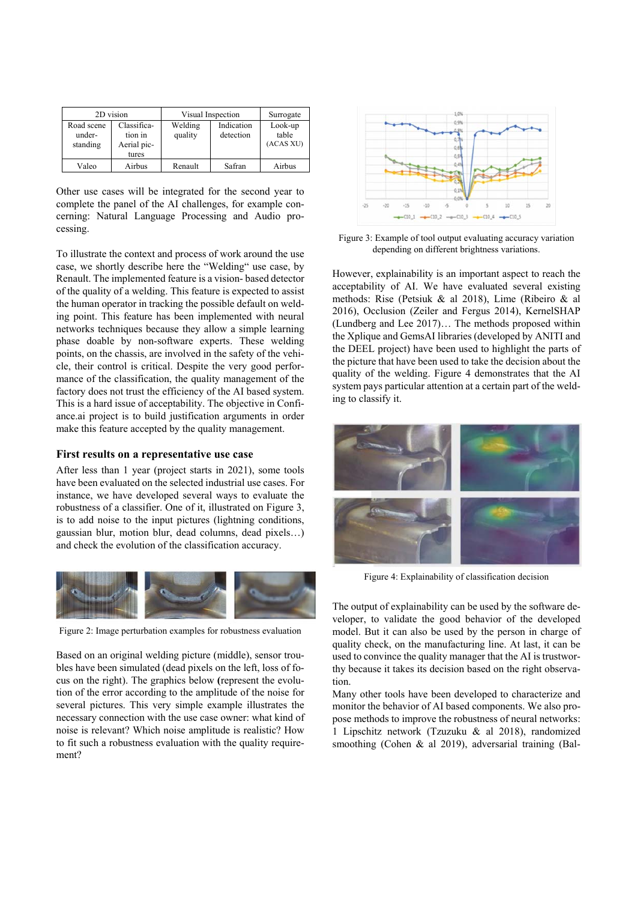| 2D vision | | Visual Inspection | | Surrogate |
|---|---|---|---|---|
| Road scene under-standing | Classifica-tion in Aerial pic-tures | Welding quality | Indication detection | Look-up table (ACAS XU) |
| Valeo | Airbus | Renault | Safran | Airbus |

Other use cases will be integrated for the second year to complete the panel of the AI challenges, for example concerning: Natural Language Processing and Audio processing.

To illustrate the context and process of work around the use case, we shortly describe here the "Welding" use case, by Renault. The implemented feature is a vision- based detector of the quality of a welding. This feature is expected to assist the human operator in tracking the possible default on welding point. This feature has been implemented with neural networks techniques because they allow a simple learning phase doable by non-software experts. These welding points, on the chassis, are involved in the safety of the vehicle, their control is critical. Despite the very good performance of the classification, the quality management of the factory does not trust the efficiency of the AI based system. This is a hard issue of acceptability. The objective in Confiance.ai project is to build justification arguments in order make this feature accepted by the quality management.

## First results on a representative use case

After less than 1 year (project starts in 2021), some tools have been evaluated on the selected industrial use cases. For instance, we have developed several ways to evaluate the robustness of a classifier. One of it, illustrated on Figure 3, is to add noise to the input pictures (lightning conditions, gaussian blur, motion blur, dead columns, dead pixels…) and check the evolution of the classification accuracy.

Figure 2: Image perturbation examples for robustness evaluation

Based on an original welding picture (middle), sensor troubles have been simulated (dead pixels on the left, loss of focus on the right). The graphics below (represent the evolution of the error according to the amplitude of the noise for several pictures. This very simple example illustrates the necessary connection with the use case owner: what kind of noise is relevant? Which noise amplitude is realistic? How to fit such a robustness evaluation with the quality requirement?

Figure 3: Example of tool output evaluating accuracy variation depending on different brightness variations.

However, explainability is an important aspect to reach the acceptability of AI. We have evaluated several existing methods: Rise (Petsiuk & al 2018), Lime (Ribeiro & al 2016), Occlusion (Zeiler and Fergus 2014), KernelSHAP (Lundberg and Lee 2017)… The methods proposed within the Xplique and GemsAI libraries (developed by ANITI and the DEEL project) have been used to highlight the parts of the picture that have been used to take the decision about the quality of the welding. Figure 4 demonstrates that the AI system pays particular attention at a certain part of the welding to classify it.

Figure 4: Explainability of classification decision

The output of explainability can be used by the software developer, to validate the good behavior of the developed model. But it can also be used by the person in charge of quality check, on the manufacturing line. At last, it can be used to convince the quality manager that the AI is trustworthy because it takes its decision based on the right observation.

Many other tools have been developed to characterize and monitor the behavior of AI based components. We also propose methods to improve the robustness of neural networks: 1 Lipschitz network (Tzuzuku & al 2018), randomized smoothing (Cohen & al 2019), adversarial training (Bal-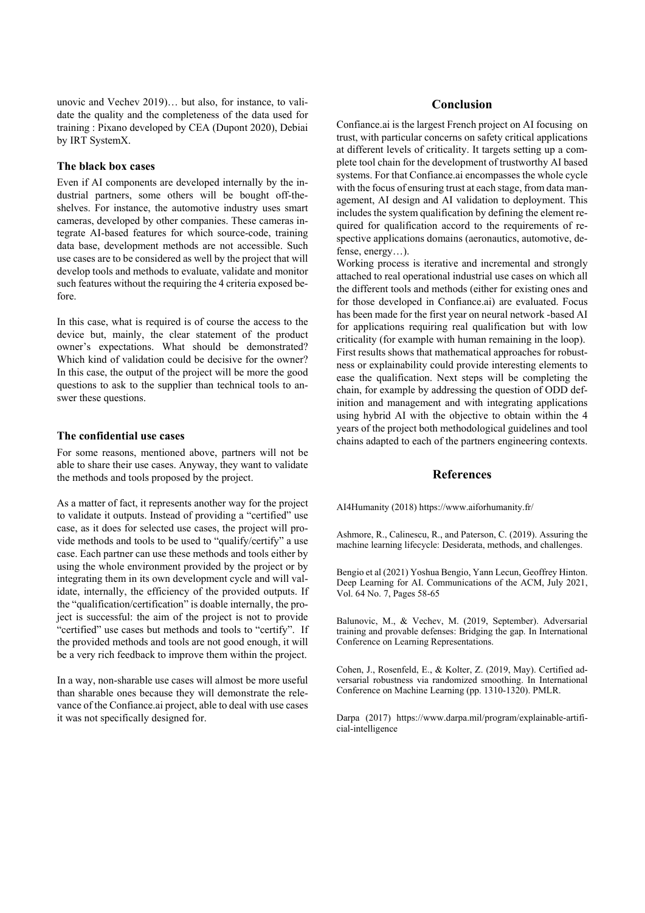unovic and Vechev 2019)… but also, for instance, to validate the quality and the completeness of the data used for training : Pixano developed by CEA (Dupont 2020), Debiai by IRT SystemX.

### The black box cases

Even if AI components are developed internally by the industrial partners, some others will be bought off-the-shelves. For instance, the automotive industry uses smart cameras, developed by other companies. These cameras integrate AI-based features for which source-code, training data base, development methods are not accessible. Such use cases are to be considered as well by the project that will develop tools and methods to evaluate, validate and monitor such features without the requiring the 4 criteria exposed before.

In this case, what is required is of course the access to the device but, mainly, the clear statement of the product owner's expectations. What should be demonstrated? Which kind of validation could be decisive for the owner? In this case, the output of the project will be more the good questions to ask to the supplier than technical tools to answer these questions.

### The confidential use cases

For some reasons, mentioned above, partners will not be able to share their use cases. Anyway, they want to validate the methods and tools proposed by the project.

As a matter of fact, it represents another way for the project to validate it outputs. Instead of providing a "certified" use case, as it does for selected use cases, the project will provide methods and tools to be used to "qualify/certify" a use case. Each partner can use these methods and tools either by using the whole environment provided by the project or by integrating them in its own development cycle and will validate, internally, the efficiency of the provided outputs. If the "qualification/certification" is doable internally, the project is successful: the aim of the project is not to provide "certified" use cases but methods and tools to "certify". If the provided methods and tools are not good enough, it will be a very rich feedback to improve them within the project.

In a way, non-sharable use cases will almost be more useful than sharable ones because they will demonstrate the relevance of the Confiance.ai project, able to deal with use cases it was not specifically designed for.

## Conclusion

Confiance.ai is the largest French project on AI focusing on trust, with particular concerns on safety critical applications at different levels of criticality. It targets setting up a complete tool chain for the development of trustworthy AI based systems. For that Confiance.ai encompasses the whole cycle with the focus of ensuring trust at each stage, from data management, AI design and AI validation to deployment. This includes the system qualification by defining the element required for qualification accord to the requirements of respective applications domains (aeronautics, automotive, defense, energy…).

Working process is iterative and incremental and strongly attached to real operational industrial use cases on which all the different tools and methods (either for existing ones and for those developed in Confiance.ai) are evaluated. Focus has been made for the first year on neural network -based AI for applications requiring real qualification but with low criticality (for example with human remaining in the loop).

First results shows that mathematical approaches for robustness or explainability could provide interesting elements to ease the qualification. Next steps will be completing the chain, for example by addressing the question of ODD definition and management and with integrating applications using hybrid AI with the objective to obtain within the 4 years of the project both methodological guidelines and tool chains adapted to each of the partners engineering contexts.

## References

AI4Humanity (2018) https://www.aiforhumanity.fr/

Ashmore, R., Calinescu, R., and Paterson, C. (2019). Assuring the machine learning lifecycle: Desiderata, methods, and challenges.

Bengio et al (2021) Yoshua Bengio, Yann Lecun, Geoffrey Hinton. Deep Learning for AI. Communications of the ACM, July 2021, Vol. 64 No. 7, Pages 58-65

Balunovic, M., & Vechev, M. (2019, September). Adversarial training and provable defenses: Bridging the gap. In International Conference on Learning Representations.

Cohen, J., Rosenfeld, E., & Kolter, Z. (2019, May). Certified adversarial robustness via randomized smoothing. In International Conference on Machine Learning (pp. 1310-1320). PMLR.

Darpa (2017) https://www.darpa.mil/program/explainable-artificial-intelligence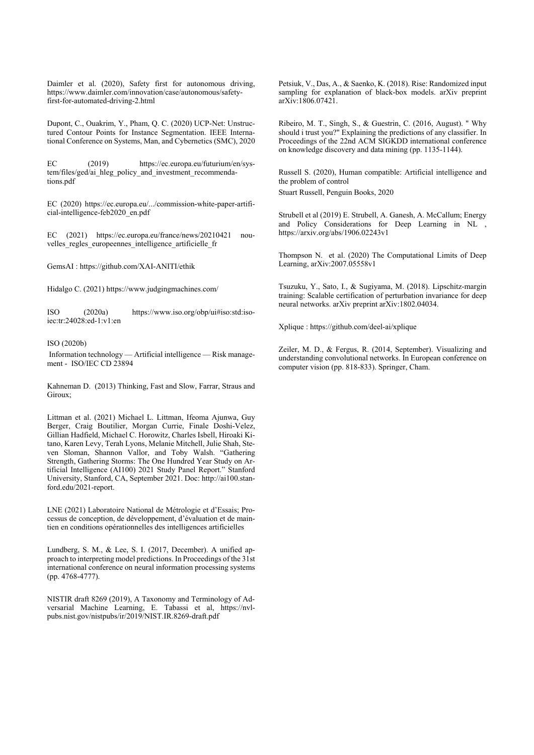Daimler et al. (2020), Safety first for autonomous driving, https://www.daimler.com/innovation/case/autonomous/safety-first-for-automated-driving-2.html

Dupont, C., Ouakrim, Y., Pham, Q. C. (2020) UCP-Net: Unstructured Contour Points for Instance Segmentation. IEEE International Conference on Systems, Man, and Cybernetics (SMC), 2020

EC (2019) https://ec.europa.eu/futurium/en/system/files/ged/ai_hleg_policy_and_investment_recommendations.pdf

EC (2020) https://ec.europa.eu/.../commission-white-paper-artificial-intelligence-feb2020_en.pdf

EC (2021) https://ec.europa.eu/france/news/20210421 nouvelles_regles_europeennes_intelligence_artificielle_fr

GemsAI : https://github.com/XAI-ANITI/ethik

Hidalgo C. (2021) https://www.judgingmachines.com/

ISO (2020a) https://www.iso.org/obp/ui#iso:std:iso-iec:tr:24028:ed-1:v1:en

ISO (2020b)

Information technology — Artificial intelligence — Risk management - ISO/IEC CD 23894

Kahneman D. (2013) Thinking, Fast and Slow, Farrar, Straus and Giroux;

Littman et al. (2021) Michael L. Littman, Ifeoma Ajunwa, Guy Berger, Craig Boutilier, Morgan Currie, Finale Doshi-Velez, Gillian Hadfield, Michael C. Horowitz, Charles Isbell, Hiroaki Kitano, Karen Levy, Terah Lyons, Melanie Mitchell, Julie Shah, Steven Sloman, Shannon Vallor, and Toby Walsh. "Gathering Strength, Gathering Storms: The One Hundred Year Study on Artificial Intelligence (AI100) 2021 Study Panel Report." Stanford University, Stanford, CA, September 2021. Doc: http://ai100.stanford.edu/2021-report.

LNE (2021) Laboratoire National de Métrologie et d'Essais; Processus de conception, de développement, d'évaluation et de maintien en conditions opérationnelles des intelligences artificielles

Lundberg, S. M., & Lee, S. I. (2017, December). A unified approach to interpreting model predictions. In Proceedings of the 31st international conference on neural information processing systems (pp. 4768-4777).

NISTIR draft 8269 (2019), A Taxonomy and Terminology of Adversarial Machine Learning, E. Tabassi et al, https://nvlpubs.nist.gov/nistpubs/ir/2019/NIST.IR.8269-draft.pdf

Petsiuk, V., Das, A., & Saenko, K. (2018). Rise: Randomized input sampling for explanation of black-box models. arXiv preprint arXiv:1806.07421.

Ribeiro, M. T., Singh, S., & Guestrin, C. (2016, August). " Why should i trust you?" Explaining the predictions of any classifier. In Proceedings of the 22nd ACM SIGKDD international conference on knowledge discovery and data mining (pp. 1135-1144).

Russell S. (2020), Human compatible: Artificial intelligence and the problem of control

Stuart Russell, Penguin Books, 2020

Strubell et al (2019) E. Strubell, A. Ganesh, A. McCallum; Energy and Policy Considerations for Deep Learning in NL , https://arxiv.org/abs/1906.02243v1

Thompson N. et al. (2020) The Computational Limits of Deep Learning, arXiv:2007.05558v1

Tsuzuku, Y., Sato, I., & Sugiyama, M. (2018). Lipschitz-margin training: Scalable certification of perturbation invariance for deep neural networks. arXiv preprint arXiv:1802.04034.

Xplique : https://github.com/deel-ai/xplique

Zeiler, M. D., & Fergus, R. (2014, September). Visualizing and understanding convolutional networks. In European conference on computer vision (pp. 818-833). Springer, Cham.